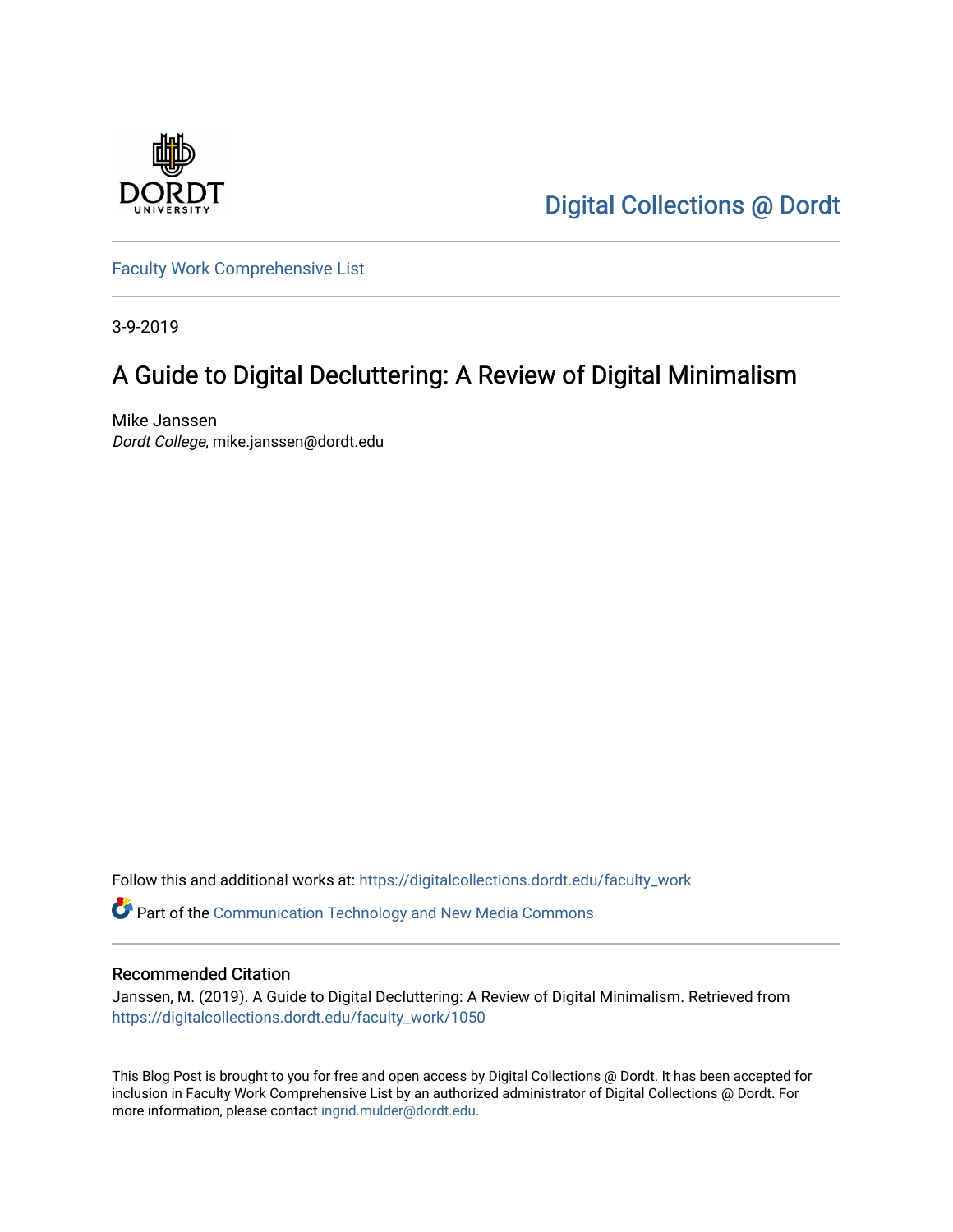Digital Collections @ Dordt

Faculty Work Comprehensive List

3-9-2019

# A Guide to Digital Decluttering: A Review of Digital Minimalism

Mike Janssen
*Dordt College*, mike.janssen@dordt.edu

Follow this and additional works at: https://digitalcollections.dordt.edu/faculty_work

Part of the Communication Technology and New Media Commons

## Recommended Citation

Janssen, M. (2019). A Guide to Digital Decluttering: A Review of Digital Minimalism. Retrieved from https://digitalcollections.dordt.edu/faculty_work/1050

This Blog Post is brought to you for free and open access by Digital Collections @ Dordt. It has been accepted for inclusion in Faculty Work Comprehensive List by an authorized administrator of Digital Collections @ Dordt. For more information, please contact ingrid.mulder@dordt.edu.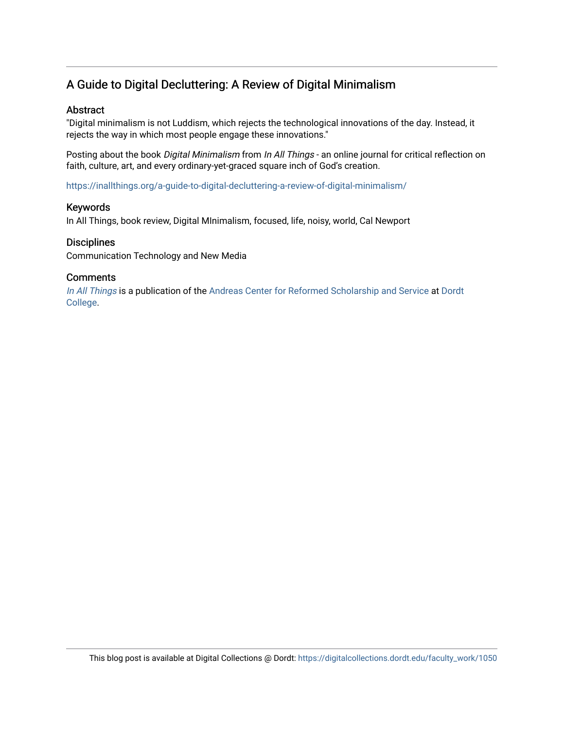## A Guide to Digital Decluttering: A Review of Digital Minimalism

### Abstract

"Digital minimalism is not Luddism, which rejects the technological innovations of the day. Instead, it rejects the way in which most people engage these innovations."

Posting about the book *Digital Minimalism* from *In All Things* - an online journal for critical reflection on faith, culture, art, and every ordinary-yet-graced square inch of God's creation.

https://inallthings.org/a-guide-to-digital-decluttering-a-review-of-digital-minimalism/

### Keywords

In All Things, book review, Digital MInimalism, focused, life, noisy, world, Cal Newport

### Disciplines

Communication Technology and New Media

### Comments

*In All Things* is a publication of the Andreas Center for Reformed Scholarship and Service at Dordt College.

This blog post is available at Digital Collections @ Dordt: https://digitalcollections.dordt.edu/faculty_work/1050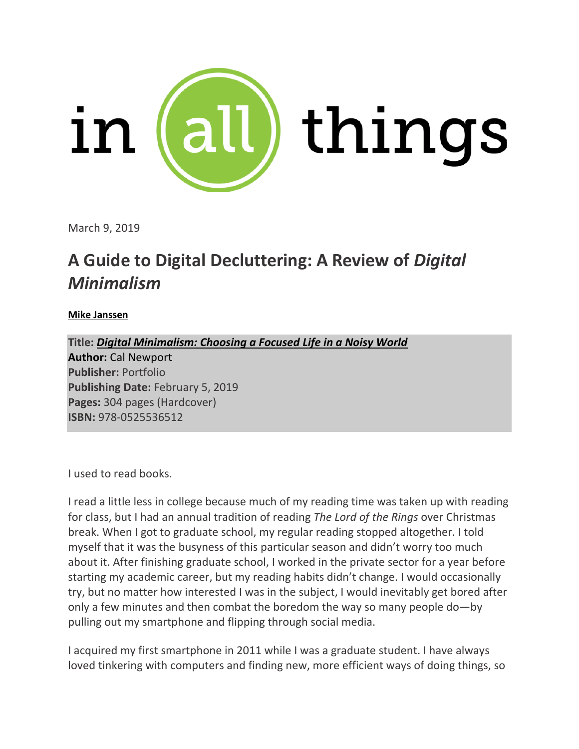in all things

March 9, 2019

# A Guide to Digital Decluttering: A Review of *Digital Minimalism*

**Mike Janssen**

**Title:** ***Digital Minimalism: Choosing a Focused Life in a Noisy World***
**Author:** Cal Newport
**Publisher:** Portfolio
**Publishing Date:** February 5, 2019
**Pages:** 304 pages (Hardcover)
**ISBN:** 978-0525536512

I used to read books.

I read a little less in college because much of my reading time was taken up with reading for class, but I had an annual tradition of reading *The Lord of the Rings* over Christmas break. When I got to graduate school, my regular reading stopped altogether. I told myself that it was the busyness of this particular season and didn't worry too much about it. After finishing graduate school, I worked in the private sector for a year before starting my academic career, but my reading habits didn't change. I would occasionally try, but no matter how interested I was in the subject, I would inevitably get bored after only a few minutes and then combat the boredom the way so many people do—by pulling out my smartphone and flipping through social media.

I acquired my first smartphone in 2011 while I was a graduate student. I have always loved tinkering with computers and finding new, more efficient ways of doing things, so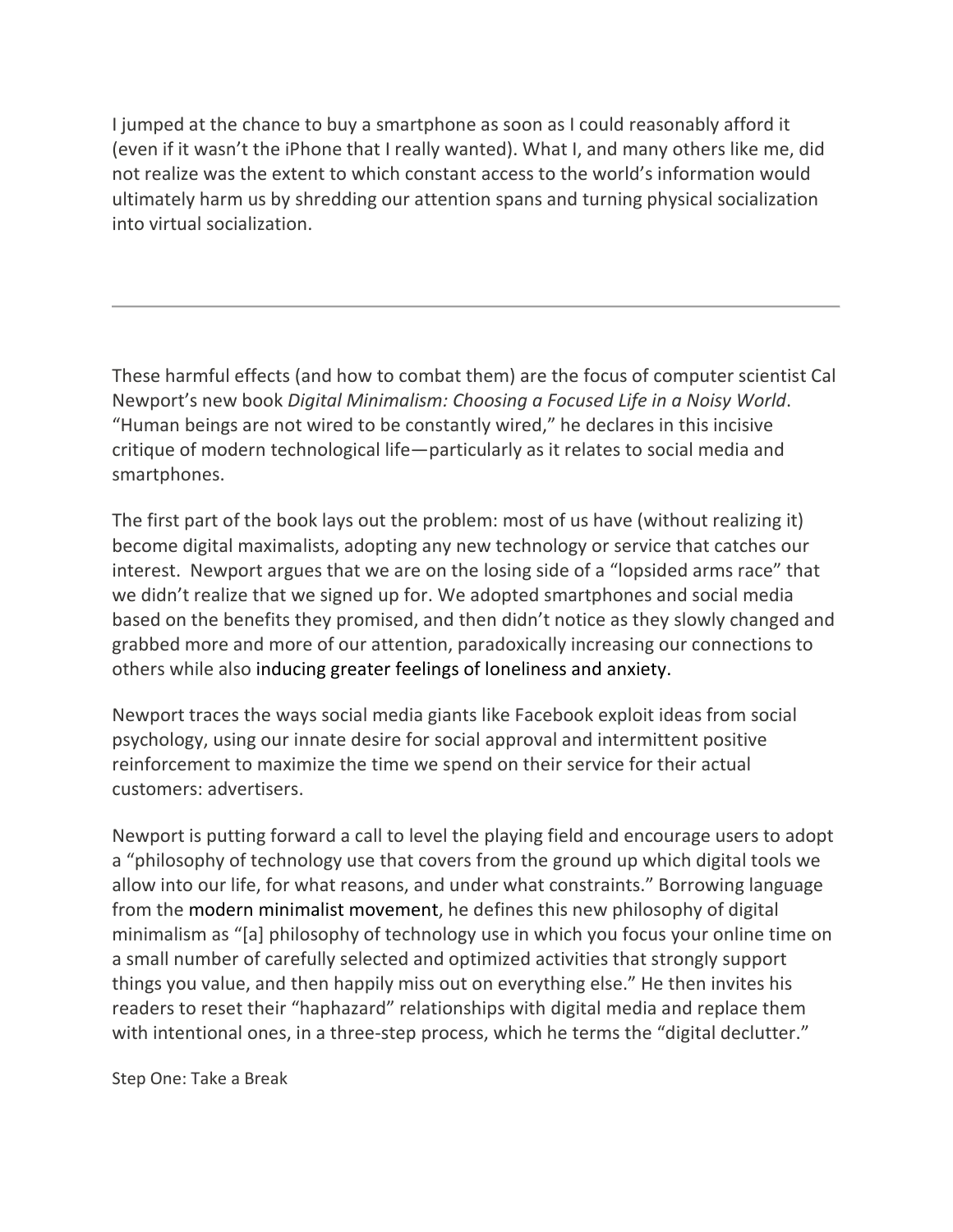I jumped at the chance to buy a smartphone as soon as I could reasonably afford it (even if it wasn't the iPhone that I really wanted). What I, and many others like me, did not realize was the extent to which constant access to the world's information would ultimately harm us by shredding our attention spans and turning physical socialization into virtual socialization.

---

These harmful effects (and how to combat them) are the focus of computer scientist Cal Newport's new book *Digital Minimalism: Choosing a Focused Life in a Noisy World*. "Human beings are not wired to be constantly wired," he declares in this incisive critique of modern technological life—particularly as it relates to social media and smartphones.

The first part of the book lays out the problem: most of us have (without realizing it) become digital maximalists, adopting any new technology or service that catches our interest. Newport argues that we are on the losing side of a "lopsided arms race" that we didn't realize that we signed up for. We adopted smartphones and social media based on the benefits they promised, and then didn't notice as they slowly changed and grabbed more and more of our attention, paradoxically increasing our connections to others while also inducing greater feelings of loneliness and anxiety.

Newport traces the ways social media giants like Facebook exploit ideas from social psychology, using our innate desire for social approval and intermittent positive reinforcement to maximize the time we spend on their service for their actual customers: advertisers.

Newport is putting forward a call to level the playing field and encourage users to adopt a "philosophy of technology use that covers from the ground up which digital tools we allow into our life, for what reasons, and under what constraints." Borrowing language from the modern minimalist movement, he defines this new philosophy of digital minimalism as "[a] philosophy of technology use in which you focus your online time on a small number of carefully selected and optimized activities that strongly support things you value, and then happily miss out on everything else." He then invites his readers to reset their "haphazard" relationships with digital media and replace them with intentional ones, in a three-step process, which he terms the "digital declutter."

Step One: Take a Break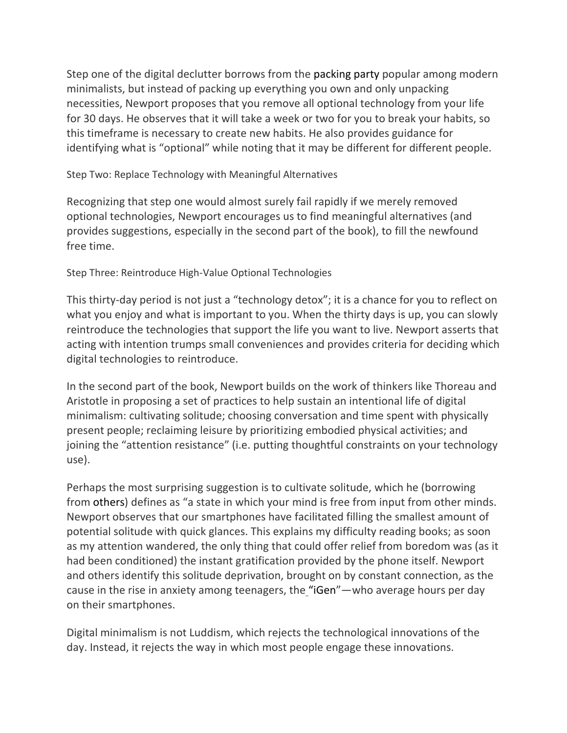Step one of the digital declutter borrows from the packing party popular among modern minimalists, but instead of packing up everything you own and only unpacking necessities, Newport proposes that you remove all optional technology from your life for 30 days. He observes that it will take a week or two for you to break your habits, so this timeframe is necessary to create new habits. He also provides guidance for identifying what is "optional" while noting that it may be different for different people.

### Step Two: Replace Technology with Meaningful Alternatives

Recognizing that step one would almost surely fail rapidly if we merely removed optional technologies, Newport encourages us to find meaningful alternatives (and provides suggestions, especially in the second part of the book), to fill the newfound free time.

### Step Three: Reintroduce High-Value Optional Technologies

This thirty-day period is not just a "technology detox"; it is a chance for you to reflect on what you enjoy and what is important to you. When the thirty days is up, you can slowly reintroduce the technologies that support the life you want to live. Newport asserts that acting with intention trumps small conveniences and provides criteria for deciding which digital technologies to reintroduce.

In the second part of the book, Newport builds on the work of thinkers like Thoreau and Aristotle in proposing a set of practices to help sustain an intentional life of digital minimalism: cultivating solitude; choosing conversation and time spent with physically present people; reclaiming leisure by prioritizing embodied physical activities; and joining the "attention resistance" (i.e. putting thoughtful constraints on your technology use).

Perhaps the most surprising suggestion is to cultivate solitude, which he (borrowing from others) defines as "a state in which your mind is free from input from other minds. Newport observes that our smartphones have facilitated filling the smallest amount of potential solitude with quick glances. This explains my difficulty reading books; as soon as my attention wandered, the only thing that could offer relief from boredom was (as it had been conditioned) the instant gratification provided by the phone itself. Newport and others identify this solitude deprivation, brought on by constant connection, as the cause in the rise in anxiety among teenagers, the "iGen"—who average hours per day on their smartphones.

Digital minimalism is not Luddism, which rejects the technological innovations of the day. Instead, it rejects the way in which most people engage these innovations.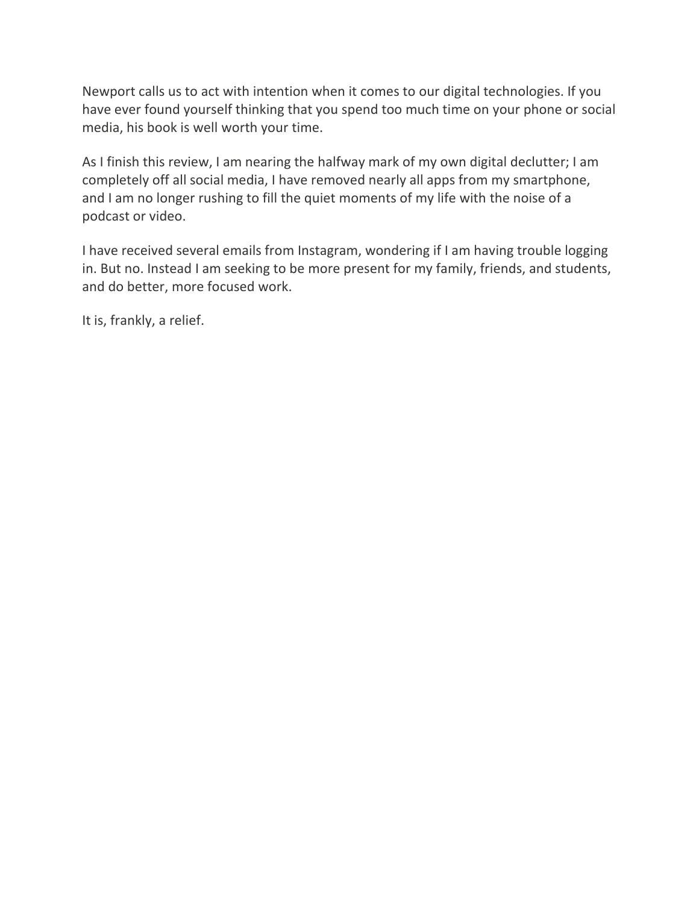Newport calls us to act with intention when it comes to our digital technologies. If you have ever found yourself thinking that you spend too much time on your phone or social media, his book is well worth your time.

As I finish this review, I am nearing the halfway mark of my own digital declutter; I am completely off all social media, I have removed nearly all apps from my smartphone, and I am no longer rushing to fill the quiet moments of my life with the noise of a podcast or video.

I have received several emails from Instagram, wondering if I am having trouble logging in. But no. Instead I am seeking to be more present for my family, friends, and students, and do better, more focused work.

It is, frankly, a relief.